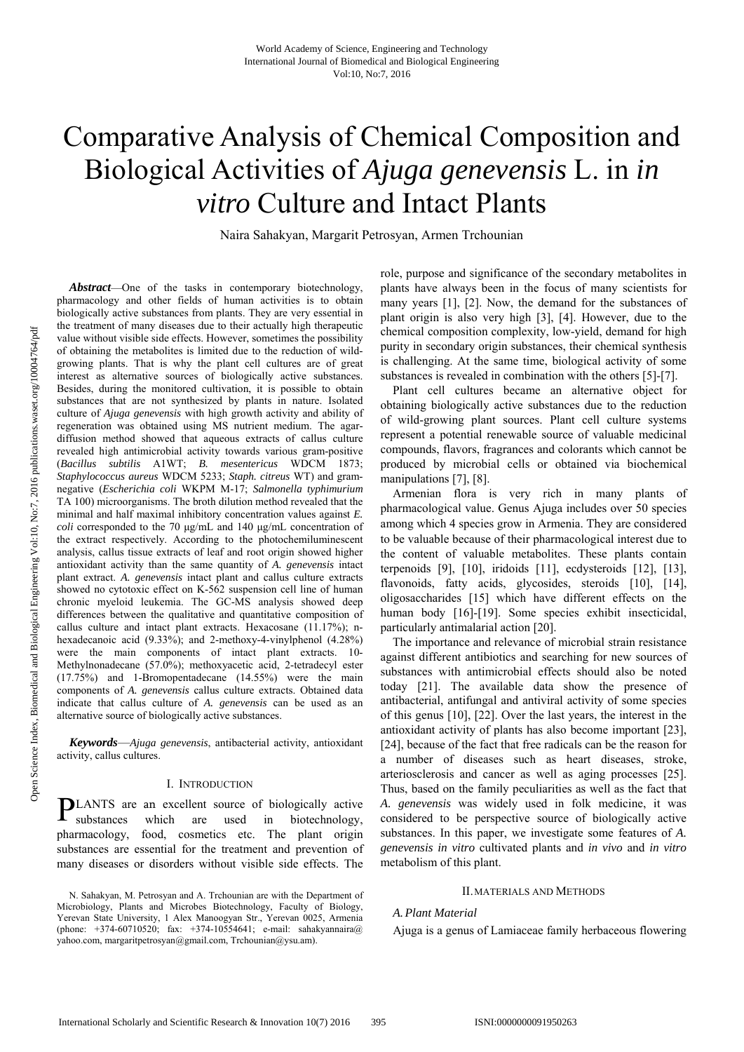# Comparative Analysis of Chemical Composition and Biological Activities of *Ajuga genevensis* L. in *in vitro* Culture and Intact Plants

Naira Sahakyan, Margarit Petrosyan, Armen Trchounian

***Abstract*****—**One of the tasks in contemporary biotechnology, pharmacology and other fields of human activities is to obtain biologically active substances from plants. They are very essential in the treatment of many diseases due to their actually high therapeutic value without visible side effects. However, sometimes the possibility of obtaining the metabolites is limited due to the reduction of wild-growing plants. That is why the plant cell cultures are of great interest as alternative sources of biologically active substances. Besides, during the monitored cultivation, it is possible to obtain substances that are not synthesized by plants in nature. Isolated culture of *Ajuga genevensis* with high growth activity and ability of regeneration was obtained using MS nutrient medium. The agar-diffusion method showed that aqueous extracts of callus culture revealed high antimicrobial activity towards various gram-positive (*Bacillus subtilis* A1WT; *B. mesentericus* WDCM 1873; *Staphylococcus aureus* WDCM 5233; *Staph. citreus* WT) and gram-negative (*Escherichia coli* WKPM M-17; *Salmonella typhimurium* TA 100) microorganisms. The broth dilution method revealed that the minimal and half maximal inhibitory concentration values against *E. coli* corresponded to the 70 µg/mL and 140 µg/mL concentration of the extract respectively. According to the photochemiluminescent analysis, callus tissue extracts of leaf and root origin showed higher antioxidant activity than the same quantity of *A. genevensis* intact plant extract. *A. genevensis* intact plant and callus culture extracts showed no cytotoxic effect on K-562 suspension cell line of human chronic myeloid leukemia. The GC-MS analysis showed deep differences between the qualitative and quantitative composition of callus culture and intact plant extracts. Hexacosane (11.17%); n-hexadecanoic acid (9.33%); and 2-methoxy-4-vinylphenol (4.28%) were the main components of intact plant extracts. 10-Methylnonadecane (57.0%); methoxyacetic acid, 2-tetradecyl ester (17.75%) and 1-Bromopentadecane (14.55%) were the main components of *A. genevensis* callus culture extracts. Obtained data indicate that callus culture of *A. genevensis* can be used as an alternative source of biologically active substances.

***Keywords*****—***Ajuga genevensis*, antibacterial activity, antioxidant activity, callus cultures.

## I. Introduction

PLANTS are an excellent source of biologically active substances which are used in biotechnology, pharmacology, food, cosmetics etc. The plant origin substances are essential for the treatment and prevention of many diseases or disorders without visible side effects. The role, purpose and significance of the secondary metabolites in plants have always been in the focus of many scientists for many years [1], [2]. Now, the demand for the substances of plant origin is also very high [3], [4]. However, due to the chemical composition complexity, low-yield, demand for high purity in secondary origin substances, their chemical synthesis is challenging. At the same time, biological activity of some substances is revealed in combination with the others [5]-[7].

Plant cell cultures became an alternative object for obtaining biologically active substances due to the reduction of wild-growing plant sources. Plant cell culture systems represent a potential renewable source of valuable medicinal compounds, flavors, fragrances and colorants which cannot be produced by microbial cells or obtained via biochemical manipulations [7], [8].

Armenian flora is very rich in many plants of pharmacological value. Genus Ajuga includes over 50 species among which 4 species grow in Armenia. They are considered to be valuable because of their pharmacological interest due to the content of valuable metabolites. These plants contain terpenoids [9], [10], iridoids [11], ecdysteroids [12], [13], flavonoids, fatty acids, glycosides, steroids [10], [14], oligosaccharides [15] which have different effects on the human body [16]-[19]. Some species exhibit insecticidal, particularly antimalarial action [20].

The importance and relevance of microbial strain resistance against different antibiotics and searching for new sources of substances with antimicrobial effects should also be noted today [21]. The available data show the presence of antibacterial, antifungal and antiviral activity of some species of this genus [10], [22]. Over the last years, the interest in the antioxidant activity of plants has also become important [23], [24], because of the fact that free radicals can be the reason for a number of diseases such as heart diseases, stroke, arteriosclerosis and cancer as well as aging processes [25]. Thus, based on the family peculiarities as well as the fact that *A. genevensis* was widely used in folk medicine, it was considered to be perspective source of biologically active substances. In this paper, we investigate some features of *A. genevensis in vitro* cultivated plants and *in vivo* and *in vitro* metabolism of this plant.

N. Sahakyan, M. Petrosyan and A. Trchounian are with the Department of Microbiology, Plants and Microbes Biotechnology, Faculty of Biology, Yerevan State University, 1 Alex Manoogyan Str., Yerevan 0025, Armenia (phone: +374-60710520; fax: +374-10554641; e-mail: sahakyannaira@yahoo.com, margaritpetrosyan@gmail.com, Trchounian@ysu.am).

## II. Materials and Methods

### A. Plant Material

Ajuga is a genus of Lamiaceae family herbaceous flowering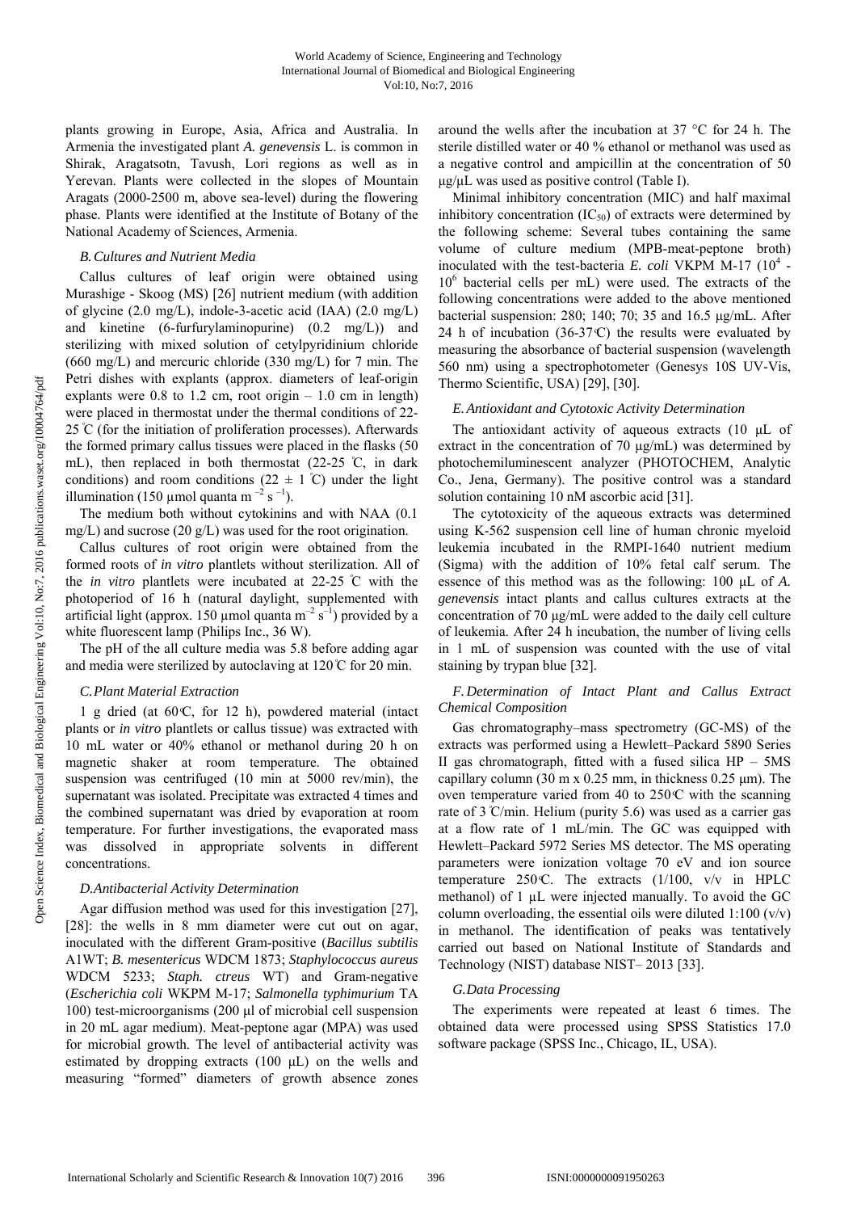plants growing in Europe, Asia, Africa and Australia. In Armenia the investigated plant *A. genevensis* L. is common in Shirak, Aragatsotn, Tavush, Lori regions as well as in Yerevan. Plants were collected in the slopes of Mountain Aragats (2000-2500 m, above sea-level) during the flowering phase. Plants were identified at the Institute of Botany of the National Academy of Sciences, Armenia.

### B. Cultures and Nutrient Media

Callus cultures of leaf origin were obtained using Murashige - Skoog (MS) [26] nutrient medium (with addition of glycine (2.0 mg/L), indole-3-acetic acid (IAA) (2.0 mg/L) and kinetine (6-furfurylaminopurine) (0.2 mg/L)) and sterilizing with mixed solution of cetylpyridinium chloride (660 mg/L) and mercuric chloride (330 mg/L) for 7 min. The Petri dishes with explants (approx. diameters of leaf-origin explants were 0.8 to 1.2 cm, root origin – 1.0 cm in length) were placed in thermostat under the thermal conditions of 22-25 °C (for the initiation of proliferation processes). Afterwards the formed primary callus tissues were placed in the flasks (50 mL), then replaced in both thermostat (22-25 °C, in dark conditions) and room conditions (22 ± 1 °C) under the light illumination (150 μmol quanta $m^{-2} s^{-1}$).

The medium both without cytokinins and with NAA (0.1 mg/L) and sucrose (20 g/L) was used for the root origination.

Callus cultures of root origin were obtained from the formed roots of *in vitro* plantlets without sterilization. All of the *in vitro* plantlets were incubated at 22-25 °C with the photoperiod of 16 h (natural daylight, supplemented with artificial light (approx. 150 μmol quanta $m^{-2} s^{-1}$) provided by a white fluorescent lamp (Philips Inc., 36 W).

The pH of the all culture media was 5.8 before adding agar and media were sterilized by autoclaving at 120 °C for 20 min.

### C. Plant Material Extraction

1 g dried (at 60 °C, for 12 h), powdered material (intact plants or *in vitro* plantlets or callus tissue) was extracted with 10 mL water or 40% ethanol or methanol during 20 h on magnetic shaker at room temperature. The obtained suspension was centrifuged (10 min at 5000 rev/min), the supernatant was isolated. Precipitate was extracted 4 times and the combined supernatant was dried by evaporation at room temperature. For further investigations, the evaporated mass was dissolved in appropriate solvents in different concentrations.

### D. Antibacterial Activity Determination

Agar diffusion method was used for this investigation [27], [28]: the wells in 8 mm diameter were cut out on agar, inoculated with the different Gram-positive (*Bacillus subtilis* A1WT; *B. mesentericus* WDCM 1873; *Staphylococcus aureus* WDCM 5233; *Staph. ctreus* WT) and Gram-negative (*Escherichia coli* WKPM M-17; *Salmonella typhimurium* TA 100) test-microorganisms (200 μl of microbial cell suspension in 20 mL agar medium). Meat-peptone agar (MPA) was used for microbial growth. The level of antibacterial activity was estimated by dropping extracts (100 μL) on the wells and measuring "formed" diameters of growth absence zones around the wells after the incubation at 37 °C for 24 h. The sterile distilled water or 40 % ethanol or methanol was used as a negative control and ampicillin at the concentration of 50 μg/μL was used as positive control (Table I).

Minimal inhibitory concentration (MIC) and half maximal inhibitory concentration ($IC_{50}$) of extracts were determined by the following scheme: Several tubes containing the same volume of culture medium (MPB-meat-peptone broth) inoculated with the test-bacteria *E. coli* VKPM M-17 ($10^4$ - $10^6$ bacterial cells per mL) were used. The extracts of the following concentrations were added to the above mentioned bacterial suspension: 280; 140; 70; 35 and 16.5 μg/mL. After 24 h of incubation (36-37 °C) the results were evaluated by measuring the absorbance of bacterial suspension (wavelength 560 nm) using a spectrophotometer (Genesys 10S UV-Vis, Thermo Scientific, USA) [29], [30].

### E. Antioxidant and Cytotoxic Activity Determination

The antioxidant activity of aqueous extracts (10 μL of extract in the concentration of 70 μg/mL) was determined by photochemiluminescent analyzer (PHOTOCHEM, Analytic Co., Jena, Germany). The positive control was a standard solution containing 10 nM ascorbic acid [31].

The cytotoxicity of the aqueous extracts was determined using K-562 suspension cell line of human chronic myeloid leukemia incubated in the RMPI-1640 nutrient medium (Sigma) with the addition of 10% fetal calf serum. The essence of this method was as the following: 100 μL of *A. genevensis* intact plants and callus cultures extracts at the concentration of 70 μg/mL were added to the daily cell culture of leukemia. After 24 h incubation, the number of living cells in 1 mL of suspension was counted with the use of vital staining by trypan blue [32].

### F. Determination of Intact Plant and Callus Extract Chemical Composition

Gas chromatography–mass spectrometry (GC-MS) of the extracts was performed using a Hewlett–Packard 5890 Series II gas chromatograph, fitted with a fused silica HP – 5MS capillary column (30 m x 0.25 mm, in thickness 0.25 μm). The oven temperature varied from 40 to 250 °C with the scanning rate of 3 °C/min. Helium (purity 5.6) was used as a carrier gas at a flow rate of 1 mL/min. The GC was equipped with Hewlett–Packard 5972 Series MS detector. The MS operating parameters were ionization voltage 70 eV and ion source temperature 250 °C. The extracts (1/100, v/v in HPLC methanol) of 1 μL were injected manually. To avoid the GC column overloading, the essential oils were diluted 1:100 (v/v) in methanol. The identification of peaks was tentatively carried out based on National Institute of Standards and Technology (NIST) database NIST– 2013 [33].

### G. Data Processing

The experiments were repeated at least 6 times. The obtained data were processed using SPSS Statistics 17.0 software package (SPSS Inc., Chicago, IL, USA).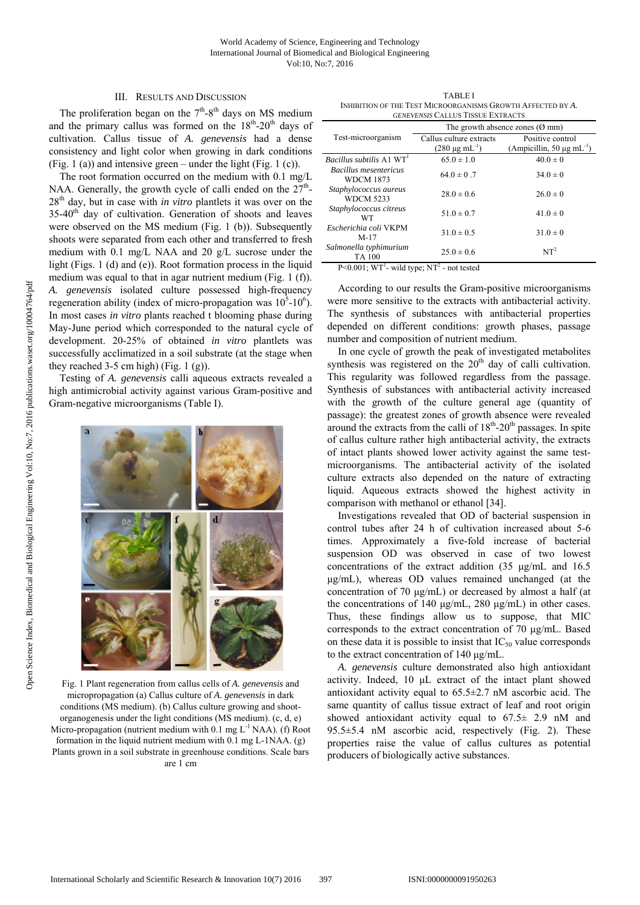## III. Results and Discussion

The proliferation began on the 7th-8th days on MS medium and the primary callus was formed on the 18th-20th days of cultivation. Callus tissue of *A. genevensis* had a dense consistency and light color when growing in dark conditions (Fig. 1 (a)) and intensive green – under the light (Fig. 1 (c)).

The root formation occurred on the medium with 0.1 mg/L NAA. Generally, the growth cycle of calli ended on the 27th-28th day, but in case with *in vitro* plantlets it was over on the 35-40th day of cultivation. Generation of shoots and leaves were observed on the MS medium (Fig. 1 (b)). Subsequently shoots were separated from each other and transferred to fresh medium with 0.1 mg/L NAA and 20 g/L sucrose under the light (Figs. 1 (d) and (e)). Root formation process in the liquid medium was equal to that in agar nutrient medium (Fig. 1 (f)). *A. genevensis* isolated culture possessed high-frequency regeneration ability (index of micro-propagation was $10^5$-$10^6$). In most cases *in vitro* plants reached t blooming phase during May-June period which corresponded to the natural cycle of development. 20-25% of obtained *in vitro* plantlets was successfully acclimatized in a soil substrate (at the stage when they reached 3-5 cm high) (Fig. 1 (g)).

Testing of *A. genevensis* calli aqueous extracts revealed a high antimicrobial activity against various Gram-positive and Gram-negative microorganisms (Table I).

Fig. 1 Plant regeneration from callus cells of *A. genevensis* and micropropagation (a) Callus culture of *A. genevensis* in dark conditions (MS medium). (b) Callus culture growing and shoot-organogenesis under the light conditions (MS medium). (c, d, e) Micro-propagation (nutrient medium with 0.1 mg $L^{-1}$ NAA). (f) Root formation in the liquid nutrient medium with 0.1 mg L-1NAA. (g) Plants grown in a soil substrate in greenhouse conditions. Scale bars are 1 cm

TABLE I
INHIBITION OF THE TEST MICROORGANISMS GROWTH AFFECTED BY *A. GENEVENSIS* CALLUS TISSUE EXTRACTS

| Test-microorganism | The growth absence zones (Ø mm) | |
|---|---|---|
| | Callus culture extracts (280 µg $mL^{-1}$) | Positive control (Ampicillin, 50 µg $mL^{-1}$) |
| *Bacillus subtilis* A1 WT[1] | 65.0 ± 1.0 | 40.0 ± 0 |
| *Bacillus mesentericus* WDCM 1873 | 64.0 ± 0 .7 | 34.0 ± 0 |
| *Staphylococcus aureus* WDCM 5233 | 28.0 ± 0.6 | 26.0 ± 0 |
| *Staphylococcus citreus* WT | 51.0 ± 0.7 | 41.0 ± 0 |
| *Escherichia coli* VKPM M-17 | 31.0 ± 0.5 | 31.0 ± 0 |
| *Salmonella typhimurium* TA 100 | 25.0 ± 0.6 | NT[2] |

$P<0.001$; WT[1] - wild type; NT[2] - not tested

According to our results the Gram-positive microorganisms were more sensitive to the extracts with antibacterial activity. The synthesis of substances with antibacterial properties depended on different conditions: growth phases, passage number and composition of nutrient medium.

In one cycle of growth the peak of investigated metabolites synthesis was registered on the 20th day of calli cultivation. This regularity was followed regardless from the passage. Synthesis of substances with antibacterial activity increased with the growth of the culture general age (quantity of passage): the greatest zones of growth absence were revealed around the extracts from the calli of 18th-20th passages. In spite of callus culture rather high antibacterial activity, the extracts of intact plants showed lower activity against the same test-microorganisms. The antibacterial activity of the isolated culture extracts also depended on the nature of extracting liquid. Aqueous extracts showed the highest activity in comparison with methanol or ethanol [34].

Investigations revealed that OD of bacterial suspension in control tubes after 24 h of cultivation increased about 5-6 times. Approximately a five-fold increase of bacterial suspension OD was observed in case of two lowest concentrations of the extract addition (35 µg/mL and 16.5 µg/mL), whereas OD values remained unchanged (at the concentration of 70 µg/mL) or decreased by almost a half (at the concentrations of 140 µg/mL, 280 µg/mL) in other cases. Thus, these findings allow us to suppose, that MIC corresponds to the extract concentration of 70 µg/mL. Based on these data it is possible to insist that $IC_{50}$ value corresponds to the extract concentration of 140 µg/mL.

*A. genevensis* culture demonstrated also high antioxidant activity. Indeed, 10 µL extract of the intact plant showed antioxidant activity equal to 65.5±2.7 nM ascorbic acid. The same quantity of callus tissue extract of leaf and root origin showed antioxidant activity equal to 67.5± 2.9 nM and 95.5±5.4 nM ascorbic acid, respectively (Fig. 2). These properties raise the value of callus cultures as potential producers of biologically active substances.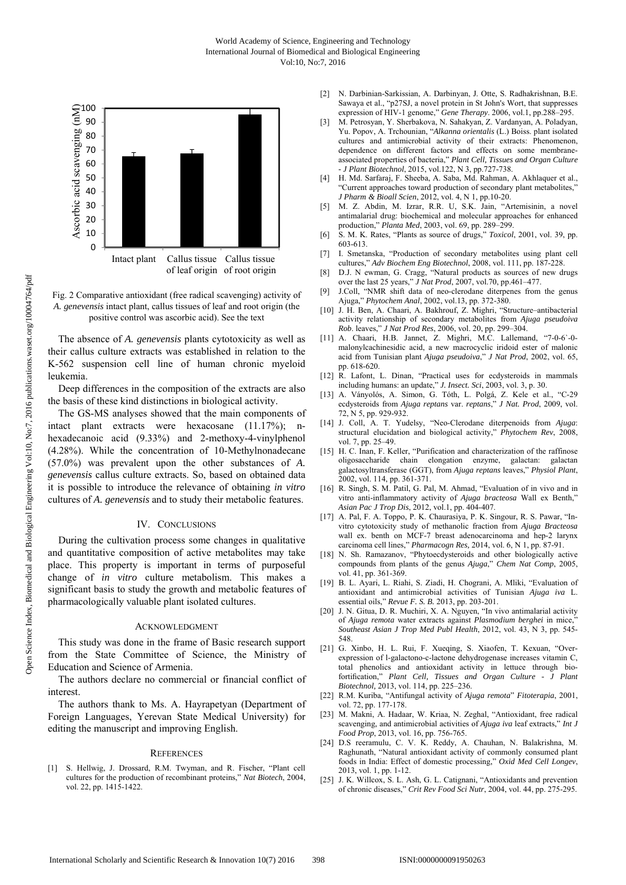Fig. 2 Comparative antioxidant (free radical scavenging) activity of *A. genevensis* intact plant, callus tissues of leaf and root origin (the positive control was ascorbic acid). See the text

The absence of *A. genevensis* plants cytotoxicity as well as their callus culture extracts was established in relation to the K-562 suspension cell line of human chronic myeloid leukemia.

Deep differences in the composition of the extracts are also the basis of these kind distinctions in biological activity.

The GS-MS analyses showed that the main components of intact plant extracts were hexacosane (11.17%); n-hexadecanoic acid (9.33%) and 2-methoxy-4-vinylphenol (4.28%). While the concentration of 10-Methylnonadecane (57.0%) was prevalent upon the other substances of *A. genevensis* callus culture extracts. So, based on obtained data it is possible to introduce the relevance of obtaining *in vitro* cultures of *A. genevensis* and to study their metabolic features.

## IV. Conclusions

During the cultivation process some changes in qualitative and quantitative composition of active metabolites may take place. This property is important in terms of purposeful change of *in vitro* culture metabolism. This makes a significant basis to study the growth and metabolic features of pharmacologically valuable plant isolated cultures.

## Acknowledgment

This study was done in the frame of Basic research support from the State Committee of Science, the Ministry of Education and Science of Armenia.

The authors declare no commercial or financial conflict of interest.

The authors thank to Ms. A. Hayrapetyan (Department of Foreign Languages, Yerevan State Medical University) for editing the manuscript and improving English.

## References

[1] S. Hellwig, J. Drossard, R.M. Twyman, and R. Fischer, "Plant cell cultures for the production of recombinant proteins," *Nat Biotech*, 2004, vol. 22, pp. 1415-1422.

[2] N. Darbinian-Sarkissian, A. Darbinyan, J. Otte, S. Radhakrishnan, B.E. Sawaya et al., "p27SJ, a novel protein in St John's Wort, that suppresses expression of HIV-1 genome," *Gene Therapy*. 2006, vol.1, pp.288–295.

[3] M. Petrosyan, Y. Sherbakova, N. Sahakyan, Z. Vardanyan, A. Poladyan, Yu. Popov, A. Trchounian, "*Alkanna orientalis* (L.) Boiss. plant isolated cultures and antimicrobial activity of their extracts: Phenomenon, dependence on different factors and effects on some membrane-associated properties of bacteria," *Plant Cell, Tissues and Organ Culture - J Plant Biotechnol*, 2015, vol.122, N 3, pp.727-738.

[4] H. Md. Sarfaraj, F. Sheeba, A. Saba, Md. Rahman, A. Akhlaquer et al., "Current approaches toward production of secondary plant metabolites," *J Pharm & Bioall Scien*, 2012, vol. 4, N 1, pp.10-20.

[5] M. Z. Abdin, M. Izrar, R.R. U, S.K. Jain, "Artemisinin, a novel antimalarial drug: biochemical and molecular approaches for enhanced production," *Planta Med*, 2003, vol. 69, pp. 289–299.

[6] S. M. K. Rates, "Plants as source of drugs," *Toxicol*, 2001, vol. 39, pp. 603-613.

[7] I. Smetanska, "Production of secondary metabolites using plant cell cultures," *Adv Biochem Eng Biotechnol*, 2008, vol. 111, pp. 187-228.

[8] D.J. N ewman, G. Cragg, "Natural products as sources of new drugs over the last 25 years," *J Nat Prod*, 2007, vol.70, pp.461–477.

[9] J.Coll, "NMR shift data of neo-clerodane diterpenes from the genus Ajuga," *Phytochem Anal*, 2002, vol.13, pp. 372-380.

[10] J. H. Ben, A. Chaari, A. Bakhrouf, Z. Mighri, "Structure–antibacterial activity relationship of secondary metabolites from *Ajuga pseudoiva Rob*. leaves," *J Nat Prod Res*, 2006, vol. 20, pp. 299–304.

[11] A. Chaari, H.B. Jannet, Z. Mighri, M.C. Lallemand, "7-0-6`-0-malonylcachinesidic acid, a new macrocyclic iridoid ester of malonic acid from Tunisian plant *Ajuga pseudoiva*," *J Nat Prod*, 2002, vol. 65, pp. 618-620.

[12] R. Lafont, L. Dinan, "Practical uses for ecdysteroids in mammals including humans: an update," *J. Insect. Sci*, 2003, vol. 3, p. 30.

[13] A. Ványolós, A. Simon, G. Tóth, L. Polgá, Z. Kele et al., "C-29 ecdysteroids from *Ajuga reptans* var. *reptans*," *J Nat. Prod*, 2009, vol. 72, N 5, pp. 929-932.

[14] J. Coll, A. T. Yudelsy, "Neo-Clerodane diterpenoids from *Ajuga*: structural elucidation and biological activity," *Phytochem Rev*, 2008, vol. 7, pp. 25–49.

[15] H. C. Inan, F. Keller, "Purification and characterization of the raffinose oligosaccharide chain elongation enzyme, galactan: galactan galactosyltransferase (GGT), from *Ajuga reptans* leaves," *Physiol Plant*, 2002, vol. 114, pp. 361-371.

[16] R. Singh, S. M. Patil, G. Pal, M. Ahmad, "Evaluation of in vivo and in vitro anti-inflammatory activity of *Ajuga bracteosa* Wall ex Benth," *Asian Pac J Trop Dis*, 2012, vol.1, pp. 404-407.

[17] A. Pal, F. A. Toppo, P. K. Chaurasiya, P. K. Singour, R. S. Pawar, "In-vitro cytotoxicity study of methanolic fraction from *Ajuga Bracteosa* wall ex. benth on MCF-7 breast adenocarcinoma and hep-2 larynx carcinoma cell lines," *Pharmacogn Res*, 2014, vol. 6, N 1, pp. 87-91.

[18] N. Sh. Ramazanov, "Phytoecdysteroids and other biologically active compounds from plants of the genus *Ajuga*," *Chem Nat Comp*, 2005, vol. 41, pp. 361-369.

[19] B. L. Ayari, L. Riahi, S. Ziadi, H. Chograni, A. Mliki, "Evaluation of antioxidant and antimicrobial activities of Tunisian *Ajuga iva* L. essential oils," *Revue F. S. B.* 2013, pp. 203-201.

[20] J. N. Gitua, D. R. Muchiri, X. A. Nguyen, "In vivo antimalarial activity of *Ajuga remota* water extracts against *Plasmodium berghei* in mice," *Southeast Asian J Trop Med Publ Health*, 2012, vol. 43, N 3, pp. 545-548.

[21] G. Xinbo, H. L. Rui, F. Xueqing, S. Xiaofen, T. Kexuan, "Over-expression of l-galactono-c-lactone dehydrogenase increases vitamin C, total phenolics and antioxidant activity in lettuce through bio-fortification," *Plant Cell, Tissues and Organ Culture - J Plant Biotechnol,* 2013, vol. 114, pp. 225–236.

[22] R.M. Kuriba, "Antifungal activity of *Ajuga remota*" *Fitoterapia*, 2001, vol. 72, pp. 177-178.

[23] M. Makni, A. Hadaar, W. Kriaa, N. Zeghal, "Antioxidant, free radical scavenging, and antimicrobial activities of *Ajuga iva* leaf extracts," *Int J Food Prop*, 2013, vol. 16, pp. 756-765.

[24] D.S reeramulu, C. V. K. Reddy, A. Chauhan, N. Balakrishna, M. Raghunath, "Natural antioxidant activity of commonly consumed plant foods in India: Effect of domestic processing," *Oxid Med Cell Longev*, 2013, vol. 1, pp. 1-12.

[25] J. K. Willcox, S. L. Ash, G. L. Catignani, "Antioxidants and prevention of chronic diseases," *Crit Rev Food Sci Nutr*, 2004, vol. 44, pp. 275-295.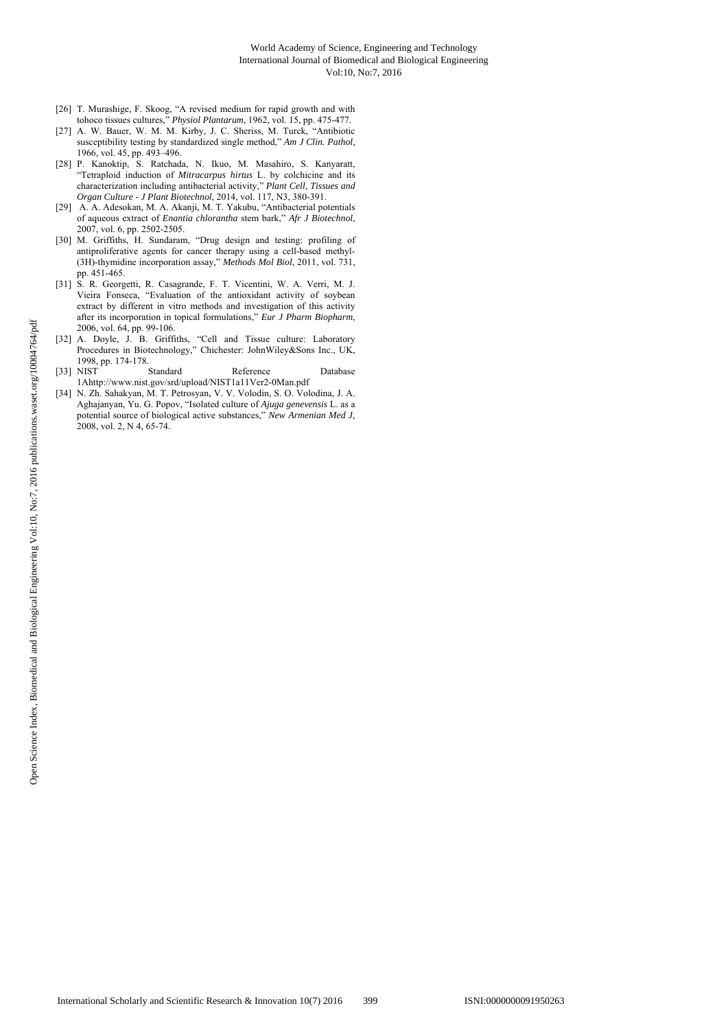[26] T. Murashige, F. Skoog, "A revised medium for rapid growth and with tohoco tissues cultures," *Physiol Plantarum*, 1962, vol. 15, pp. 475-477.

[27] A. W. Bauer, W. M. M. Kirby, J. C. Sheriss, M. Turck, "Antibiotic susceptibility testing by standardized single method," *Am J Clin. Pathol*, 1966, vol. 45, pp. 493–496.

[28] P. Kanoktip, S. Ratchada, N. Ikuo, M. Masahiro, S. Kanyaratt, "Tetraploid induction of *Mitracarpus hirtus* L. by colchicine and its characterization including antibacterial activity," *Plant Cell, Tissues and Organ Culture - J Plant Biotechnol*, 2014, vol. 117, N3, 380-391.

[29] A. A. Adesokan, M. A. Akanji, M. T. Yakubu, "Antibacterial potentials of aqueous extract of *Enantia chlorantha* stem bark," *Afr J Biotechnol*, 2007, vol. 6, pp. 2502-2505.

[30] M. Griffiths, H. Sundaram, "Drug design and testing: profiling of antiproliferative agents for cancer therapy using a cell-based methyl-(3H)-thymidine incorporation assay," *Methods Mol Biol*, 2011, vol. 731, pp. 451-465.

[31] S. R. Georgetti, R. Casagrande, F. T. Vicentini, W. A. Verri, M. J. Vieira Fonseca, "Evaluation of the antioxidant activity of soybean extract by different in vitro methods and investigation of this activity after its incorporation in topical formulations," *Eur J Pharm Biopharm*, 2006, vol. 64, pp. 99-106.

[32] A. Doyle, J. B. Griffiths, "Cell and Tissue culture: Laboratory Procedures in Biotechnology," Chichester: JohnWiley&Sons Inc., UK, 1998, pp. 174-178.

[33] NIST Standard Reference Database 1Ahttp://www.nist.gov/srd/upload/NIST1a11Ver2-0Man.pdf

[34] N. Zh. Sahakyan, M. T. Petrosyan, V. V. Volodin, S. O. Volodina, J. A. Aghajanyan, Yu. G. Popov, "Isolated culture of *Ajuga genevensis* L. as a potential source of biological active substances," *New Armenian Med J*, 2008, vol. 2, N 4, 65-74.